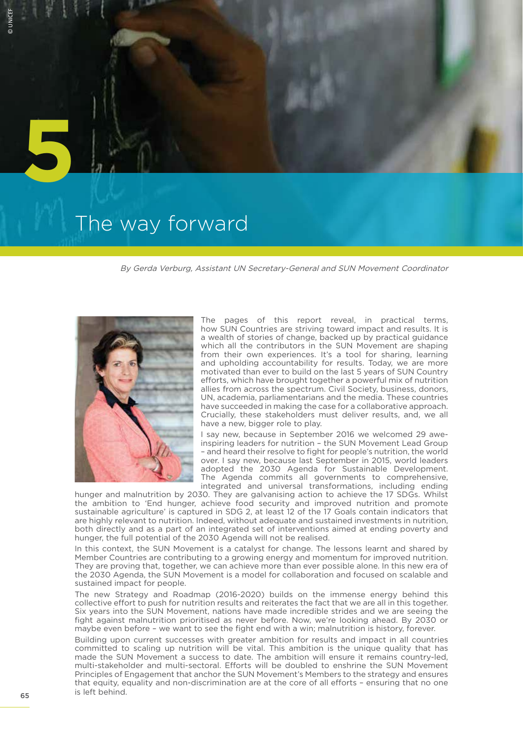# 5 The way forward

*By Gerda Verburg, Assistant UN Secretary-General and SUN Movement Coordinator*

The pages of this report reveal, in practical terms, how SUN Countries are striving toward impact and results. It is a wealth of stories of change, backed up by practical guidance which all the contributors in the SUN Movement are shaping from their own experiences. It's a tool for sharing, learning and upholding accountability for results. Today, we are more motivated than ever to build on the last 5 years of SUN Country efforts, which have brought together a powerful mix of nutrition allies from across the spectrum. Civil Society, business, donors, UN, academia, parliamentarians and the media. These countries have succeeded in making the case for a collaborative approach. Crucially, these stakeholders must deliver results, and, we all have a new, bigger role to play.

I say new, because in September 2016 we welcomed 29 awe-inspiring leaders for nutrition – the SUN Movement Lead Group – and heard their resolve to fight for people's nutrition, the world over. I say new, because last September in 2015, world leaders adopted the 2030 Agenda for Sustainable Development. The Agenda commits all governments to comprehensive, integrated and universal transformations, including ending hunger and malnutrition by 2030. They are galvanising action to achieve the 17 SDGs. Whilst the ambition to 'End hunger, achieve food security and improved nutrition and promote sustainable agriculture' is captured in SDG 2, at least 12 of the 17 Goals contain indicators that are highly relevant to nutrition. Indeed, without adequate and sustained investments in nutrition, both directly and as a part of an integrated set of interventions aimed at ending poverty and hunger, the full potential of the 2030 Agenda will not be realised.

In this context, the SUN Movement is a catalyst for change. The lessons learnt and shared by Member Countries are contributing to a growing energy and momentum for improved nutrition. They are proving that, together, we can achieve more than ever possible alone. In this new era of the 2030 Agenda, the SUN Movement is a model for collaboration and focused on scalable and sustained impact for people.

The new Strategy and Roadmap (2016-2020) builds on the immense energy behind this collective effort to push for nutrition results and reiterates the fact that we are all in this together. Six years into the SUN Movement, nations have made incredible strides and we are seeing the fight against malnutrition prioritised as never before. Now, we're looking ahead. By 2030 or maybe even before – we want to see the fight end with a win; malnutrition is history, forever.

Building upon current successes with greater ambition for results and impact in all countries committed to scaling up nutrition will be vital. This ambition is the unique quality that has made the SUN Movement a success to date. The ambition will ensure it remains country-led, multi-stakeholder and multi-sectoral. Efforts will be doubled to enshrine the SUN Movement Principles of Engagement that anchor the SUN Movement's Members to the strategy and ensures that equity, equality and non-discrimination are at the core of all efforts – ensuring that no one is left behind.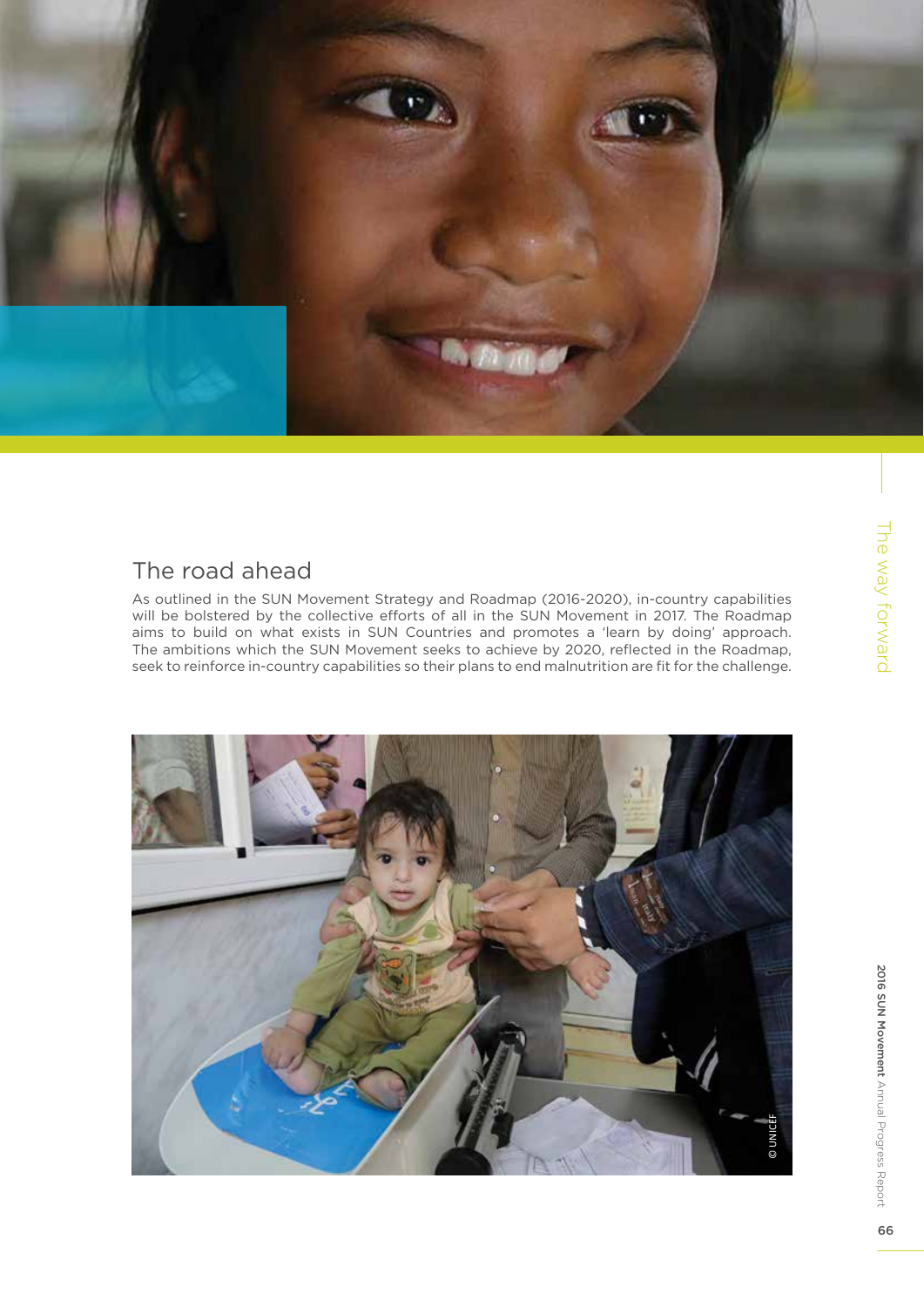## The road ahead

As outlined in the SUN Movement Strategy and Roadmap (2016-2020), in-country capabilities will be bolstered by the collective efforts of all in the SUN Movement in 2017. The Roadmap aims to build on what exists in SUN Countries and promotes a 'learn by doing' approach. The ambitions which the SUN Movement seeks to achieve by 2020, reflected in the Roadmap, seek to reinforce in-country capabilities so their plans to end malnutrition are fit for the challenge.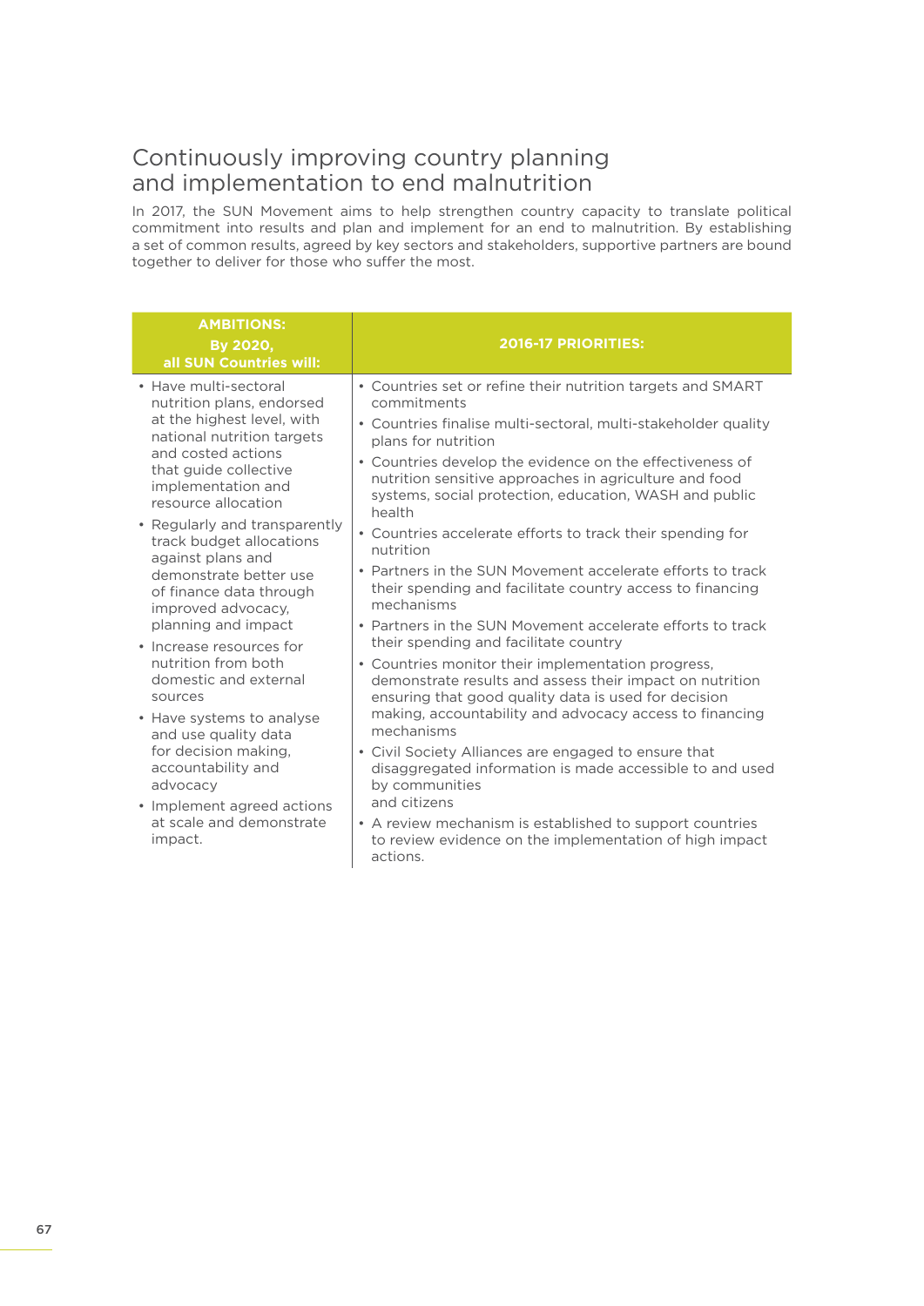## Continuously improving country planning and implementation to end malnutrition

In 2017, the SUN Movement aims to help strengthen country capacity to translate political commitment into results and plan and implement for an end to malnutrition. By establishing a set of common results, agreed by key sectors and stakeholders, supportive partners are bound together to deliver for those who suffer the most.

| **AMBITIONS: By 2020, all SUN Countries will:** | **2016-17 PRIORITIES:** |
|---|---|
| • Have multi-sectoral nutrition plans, endorsed at the highest level, with national nutrition targets and costed actions that guide collective implementation and resource allocation<br>• Regularly and transparently track budget allocations against plans and demonstrate better use of finance data through improved advocacy, planning and impact<br>• Increase resources for nutrition from both domestic and external sources<br>• Have systems to analyse and use quality data for decision making, accountability and advocacy<br>• Implement agreed actions at scale and demonstrate impact. | • Countries set or refine their nutrition targets and SMART commitments<br>• Countries finalise multi-sectoral, multi-stakeholder quality plans for nutrition<br>• Countries develop the evidence on the effectiveness of nutrition sensitive approaches in agriculture and food systems, social protection, education, WASH and public health<br>• Countries accelerate efforts to track their spending for nutrition<br>• Partners in the SUN Movement accelerate efforts to track their spending and facilitate country access to financing mechanisms<br>• Partners in the SUN Movement accelerate efforts to track their spending and facilitate country<br>• Countries monitor their implementation progress, demonstrate results and assess their impact on nutrition ensuring that good quality data is used for decision making, accountability and advocacy access to financing mechanisms<br>• Civil Society Alliances are engaged to ensure that disaggregated information is made accessible to and used by communities and citizens<br>• A review mechanism is established to support countries to review evidence on the implementation of high impact actions. |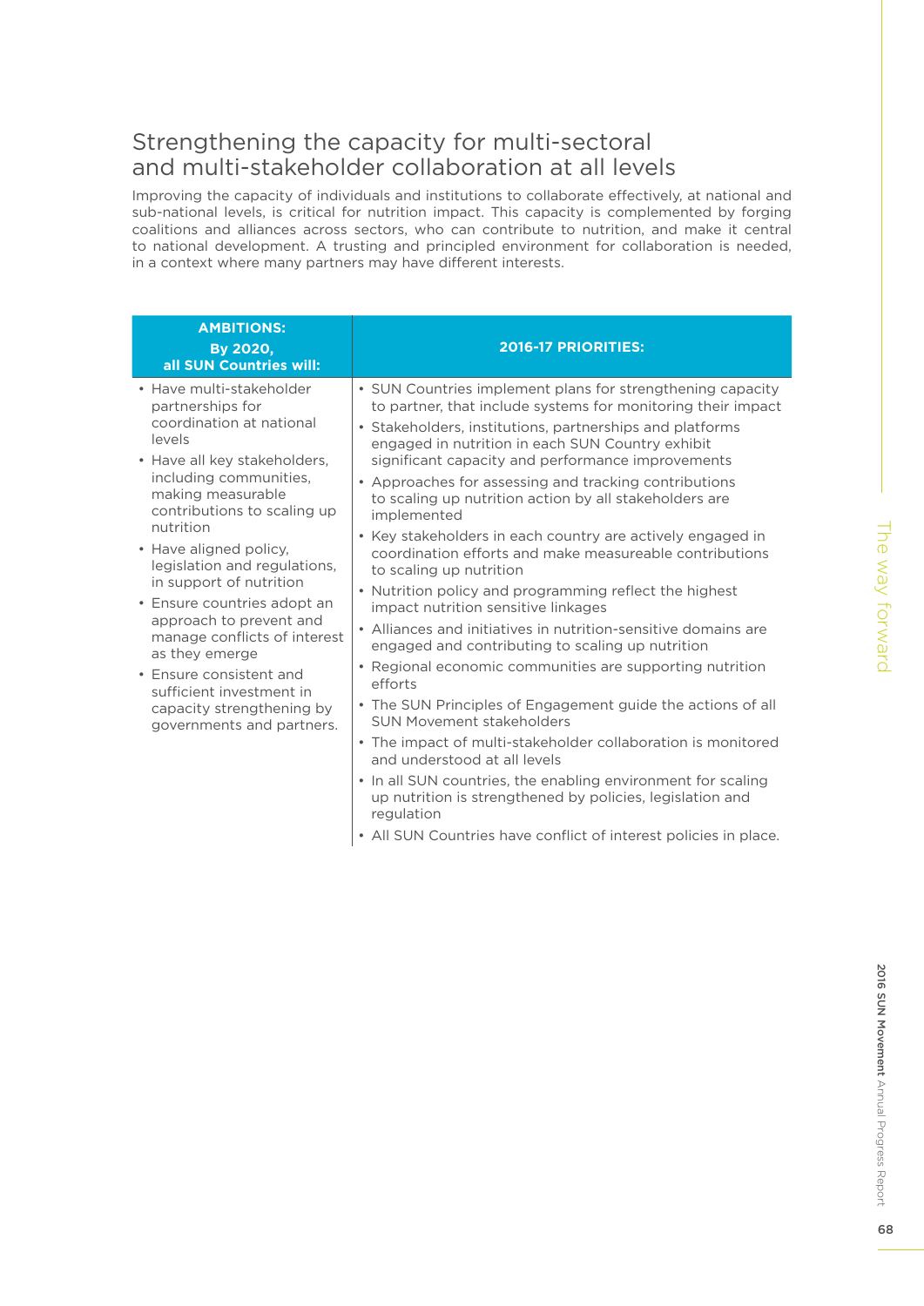## Strengthening the capacity for multi-sectoral and multi-stakeholder collaboration at all levels

Improving the capacity of individuals and institutions to collaborate effectively, at national and sub-national levels, is critical for nutrition impact. This capacity is complemented by forging coalitions and alliances across sectors, who can contribute to nutrition, and make it central to national development. A trusting and principled environment for collaboration is needed, in a context where many partners may have different interests.

| AMBITIONS: By 2020, all SUN Countries will: | 2016-17 PRIORITIES: |
| --- | --- |
| • Have multi-stakeholder partnerships for coordination at national levels<br>• Have all key stakeholders, including communities, making measurable contributions to scaling up nutrition<br>• Have aligned policy, legislation and regulations, in support of nutrition<br>• Ensure countries adopt an approach to prevent and manage conflicts of interest as they emerge<br>• Ensure consistent and sufficient investment in capacity strengthening by governments and partners. | • SUN Countries implement plans for strengthening capacity to partner, that include systems for monitoring their impact<br>• Stakeholders, institutions, partnerships and platforms engaged in nutrition in each SUN Country exhibit significant capacity and performance improvements<br>• Approaches for assessing and tracking contributions to scaling up nutrition action by all stakeholders are implemented<br>• Key stakeholders in each country are actively engaged in coordination efforts and make measureable contributions to scaling up nutrition<br>• Nutrition policy and programming reflect the highest impact nutrition sensitive linkages<br>• Alliances and initiatives in nutrition-sensitive domains are engaged and contributing to scaling up nutrition<br>• Regional economic communities are supporting nutrition efforts<br>• The SUN Principles of Engagement guide the actions of all SUN Movement stakeholders<br>• The impact of multi-stakeholder collaboration is monitored and understood at all levels<br>• In all SUN countries, the enabling environment for scaling up nutrition is strengthened by policies, legislation and regulation<br>• All SUN Countries have conflict of interest policies in place. |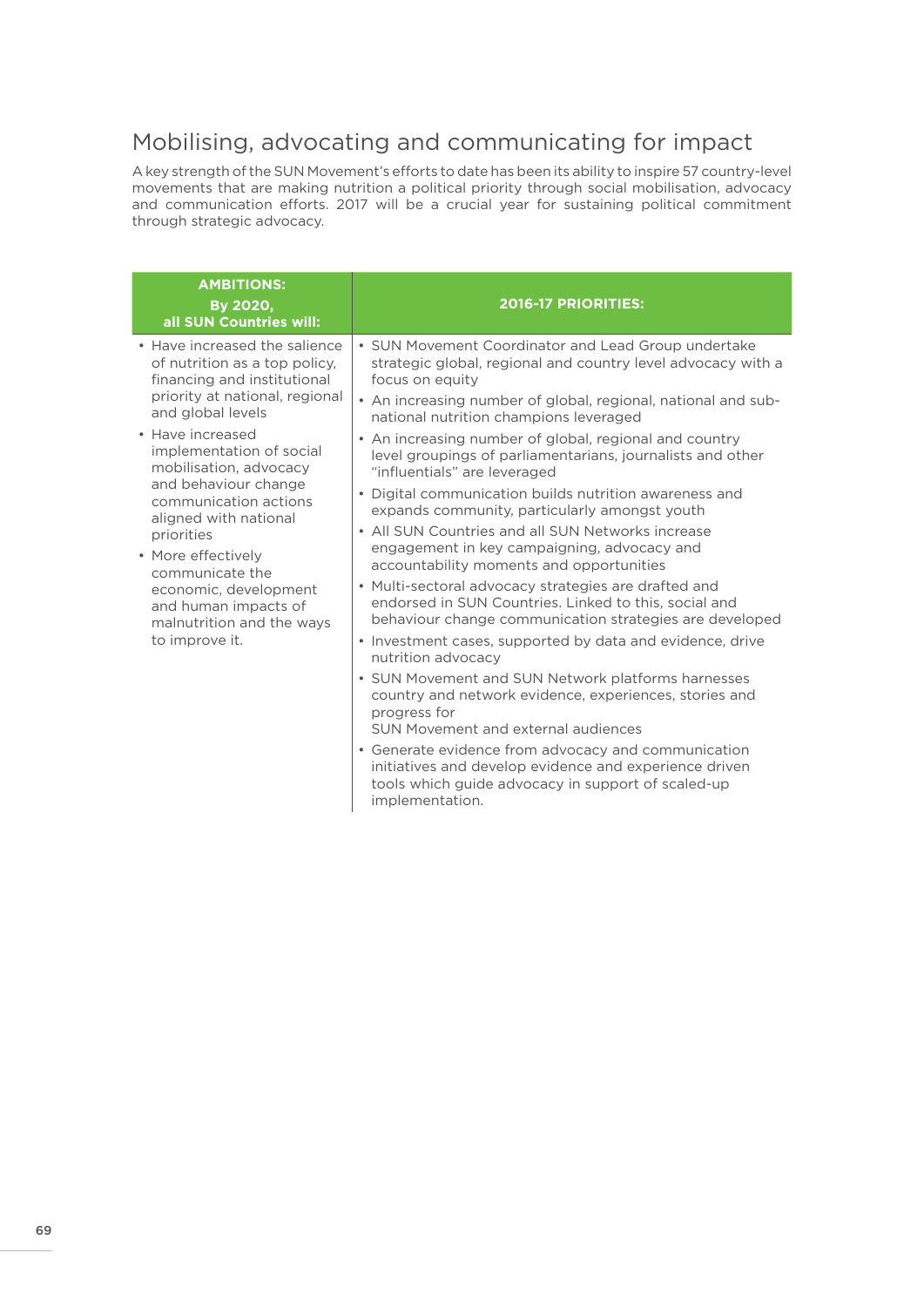## Mobilising, advocating and communicating for impact

A key strength of the SUN Movement's efforts to date has been its ability to inspire 57 country-level movements that are making nutrition a political priority through social mobilisation, advocacy and communication efforts. 2017 will be a crucial year for sustaining political commitment through strategic advocacy.

| AMBITIONS: By 2020, all SUN Countries will: | 2016-17 PRIORITIES: |
|---|---|
| • Have increased the salience of nutrition as a top policy, financing and institutional priority at national, regional and global levels<br>• Have increased implementation of social mobilisation, advocacy and behaviour change communication actions aligned with national priorities<br>• More effectively communicate the economic, development and human impacts of malnutrition and the ways to improve it. | • SUN Movement Coordinator and Lead Group undertake strategic global, regional and country level advocacy with a focus on equity<br>• An increasing number of global, regional, national and sub-national nutrition champions leveraged<br>• An increasing number of global, regional and country level groupings of parliamentarians, journalists and other "influentials" are leveraged<br>• Digital communication builds nutrition awareness and expands community, particularly amongst youth<br>• All SUN Countries and all SUN Networks increase engagement in key campaigning, advocacy and accountability moments and opportunities<br>• Multi-sectoral advocacy strategies are drafted and endorsed in SUN Countries. Linked to this, social and behaviour change communication strategies are developed<br>• Investment cases, supported by data and evidence, drive nutrition advocacy<br>• SUN Movement and SUN Network platforms harnesses country and network evidence, experiences, stories and progress for SUN Movement and external audiences<br>• Generate evidence from advocacy and communication initiatives and develop evidence and experience driven tools which guide advocacy in support of scaled-up implementation. |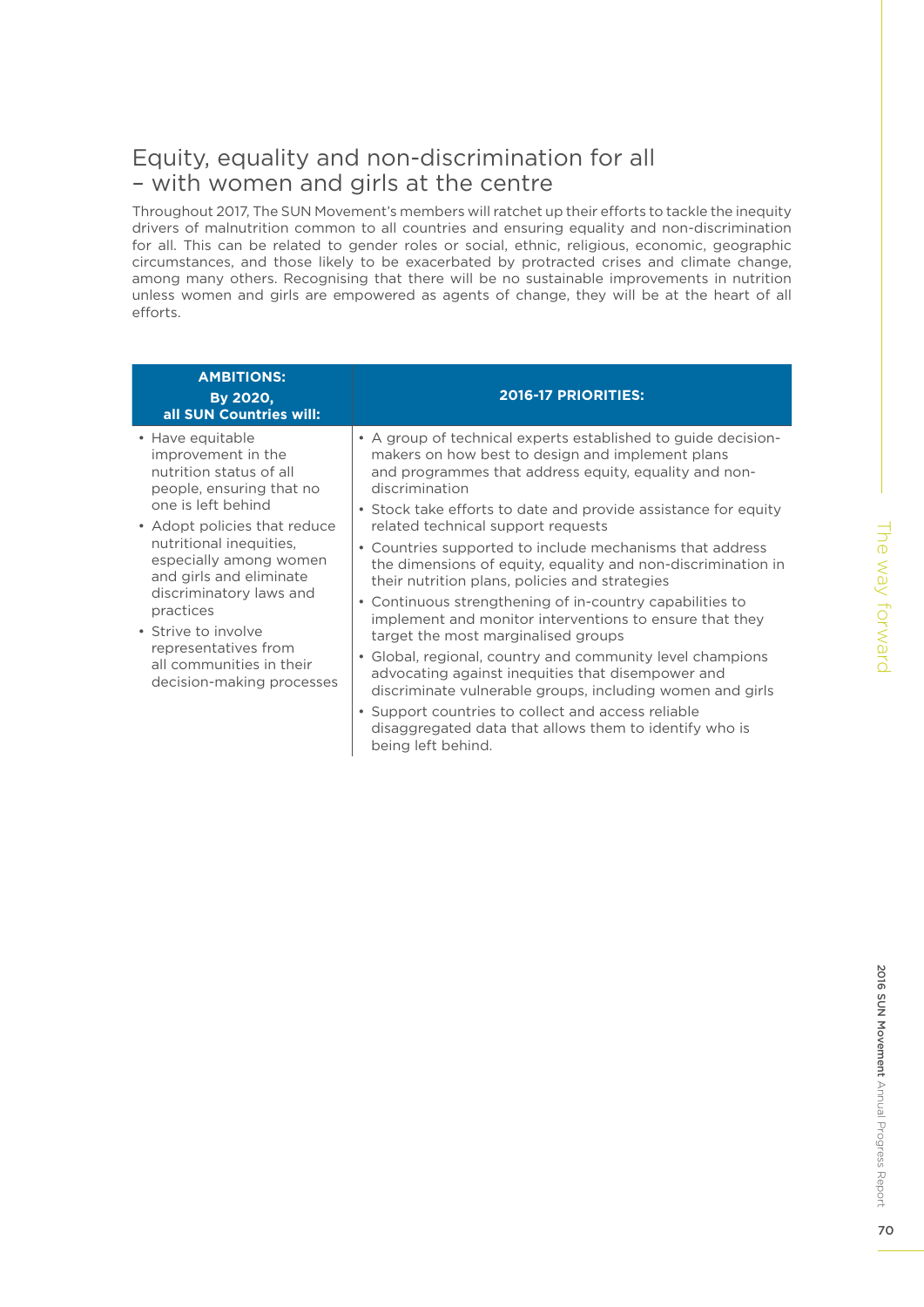## Equity, equality and non-discrimination for all – with women and girls at the centre

Throughout 2017, The SUN Movement's members will ratchet up their efforts to tackle the inequity drivers of malnutrition common to all countries and ensuring equality and non-discrimination for all. This can be related to gender roles or social, ethnic, religious, economic, geographic circumstances, and those likely to be exacerbated by protracted crises and climate change, among many others. Recognising that there will be no sustainable improvements in nutrition unless women and girls are empowered as agents of change, they will be at the heart of all efforts.

| **AMBITIONS: By 2020, all SUN Countries will:** | **2016-17 PRIORITIES:** |
|---|---|
| • Have equitable improvement in the nutrition status of all people, ensuring that no one is left behind<br>• Adopt policies that reduce nutritional inequities, especially among women and girls and eliminate discriminatory laws and practices<br>• Strive to involve representatives from all communities in their decision-making processes | • A group of technical experts established to guide decision-makers on how best to design and implement plans and programmes that address equity, equality and non-discrimination<br>• Stock take efforts to date and provide assistance for equity related technical support requests<br>• Countries supported to include mechanisms that address the dimensions of equity, equality and non-discrimination in their nutrition plans, policies and strategies<br>• Continuous strengthening of in-country capabilities to implement and monitor interventions to ensure that they target the most marginalised groups<br>• Global, regional, country and community level champions advocating against inequities that disempower and discriminate vulnerable groups, including women and girls<br>• Support countries to collect and access reliable disaggregated data that allows them to identify who is being left behind. |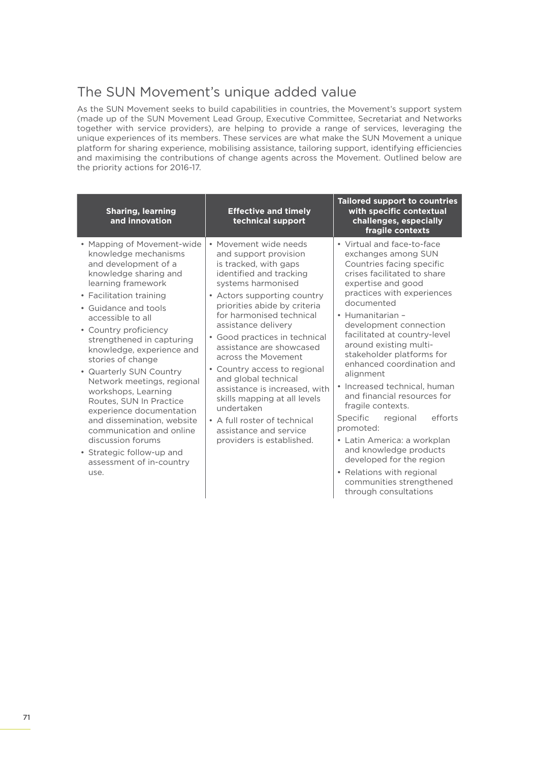## The SUN Movement's unique added value

As the SUN Movement seeks to build capabilities in countries, the Movement's support system (made up of the SUN Movement Lead Group, Executive Committee, Secretariat and Networks together with service providers), are helping to provide a range of services, leveraging the unique experiences of its members. These services are what make the SUN Movement a unique platform for sharing experience, mobilising assistance, tailoring support, identifying efficiencies and maximising the contributions of change agents across the Movement. Outlined below are the priority actions for 2016-17.

| Sharing, learning and innovation | Effective and timely technical support | Tailored support to countries with specific contextual challenges, especially fragile contexts |
|---|---|---|
| • Mapping of Movement-wide knowledge mechanisms and development of a knowledge sharing and learning framework<br>• Facilitation training<br>• Guidance and tools accessible to all<br>• Country proficiency strengthened in capturing knowledge, experience and stories of change<br>• Quarterly SUN Country Network meetings, regional workshops, Learning Routes, SUN In Practice experience documentation and dissemination, website communication and online discussion forums<br>• Strategic follow-up and assessment of in-country use. | • Movement wide needs and support provision is tracked, with gaps identified and tracking systems harmonised<br>• Actors supporting country priorities abide by criteria for harmonised technical assistance delivery<br>• Good practices in technical assistance are showcased across the Movement<br>• Country access to regional and global technical assistance is increased, with skills mapping at all levels undertaken<br>• A full roster of technical assistance and service providers is established. | • Virtual and face-to-face exchanges among SUN Countries facing specific crises facilitated to share expertise and good practices with experiences documented<br>• Humanitarian – development connection facilitated at country-level around existing multi-stakeholder platforms for enhanced coordination and alignment<br>• Increased technical, human and financial resources for fragile contexts.<br>Specific regional efforts promoted:<br>• Latin America: a workplan and knowledge products developed for the region<br>• Relations with regional communities strengthened through consultations |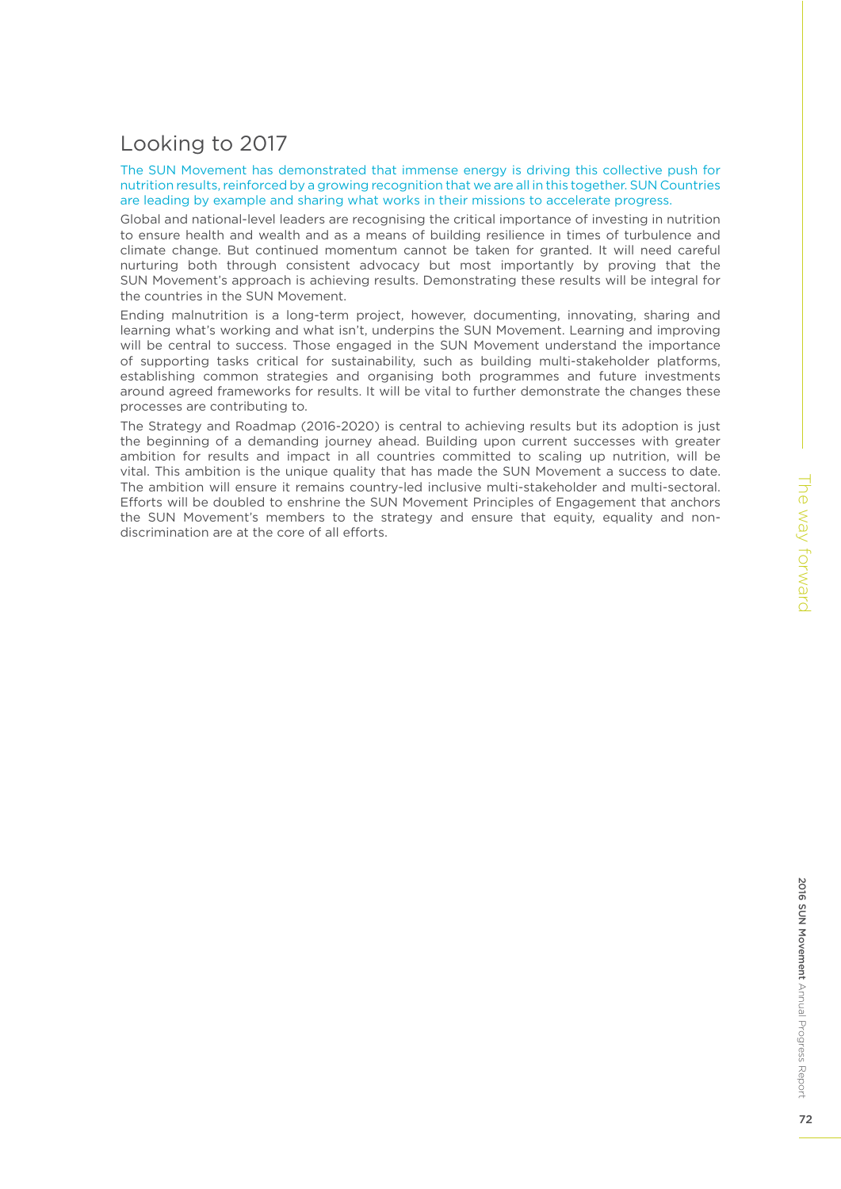# Looking to 2017

The SUN Movement has demonstrated that immense energy is driving this collective push for nutrition results, reinforced by a growing recognition that we are all in this together. SUN Countries are leading by example and sharing what works in their missions to accelerate progress.

Global and national-level leaders are recognising the critical importance of investing in nutrition to ensure health and wealth and as a means of building resilience in times of turbulence and climate change. But continued momentum cannot be taken for granted. It will need careful nurturing both through consistent advocacy but most importantly by proving that the SUN Movement's approach is achieving results. Demonstrating these results will be integral for the countries in the SUN Movement.

Ending malnutrition is a long-term project, however, documenting, innovating, sharing and learning what's working and what isn't, underpins the SUN Movement. Learning and improving will be central to success. Those engaged in the SUN Movement understand the importance of supporting tasks critical for sustainability, such as building multi-stakeholder platforms, establishing common strategies and organising both programmes and future investments around agreed frameworks for results. It will be vital to further demonstrate the changes these processes are contributing to.

The Strategy and Roadmap (2016-2020) is central to achieving results but its adoption is just the beginning of a demanding journey ahead. Building upon current successes with greater ambition for results and impact in all countries committed to scaling up nutrition, will be vital. This ambition is the unique quality that has made the SUN Movement a success to date. The ambition will ensure it remains country-led inclusive multi-stakeholder and multi-sectoral. Efforts will be doubled to enshrine the SUN Movement Principles of Engagement that anchors the SUN Movement's members to the strategy and ensure that equity, equality and non-discrimination are at the core of all efforts.